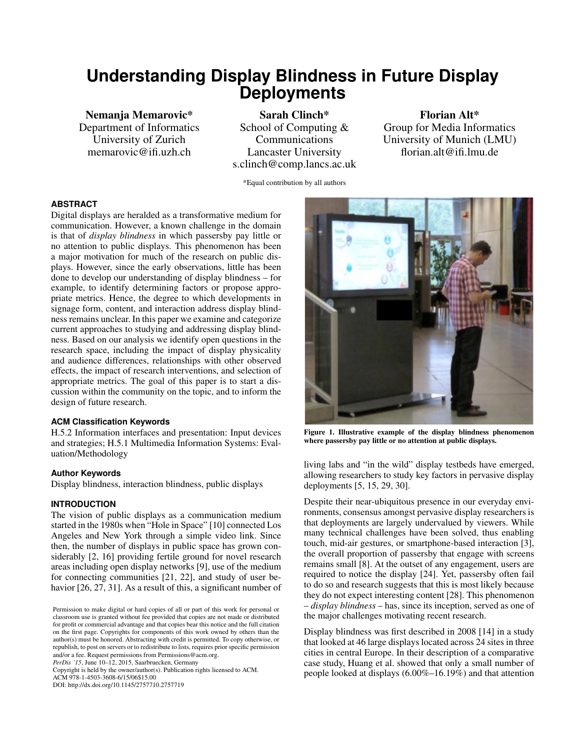# Understanding Display Blindness in Future Display Deployments

**Nemanja Memarovic***
Department of Informatics
University of Zurich
memarovic@ifi.uzh.ch

**Sarah Clinch***
School of Computing & Communications
Lancaster University
s.clinch@comp.lancs.ac.uk

**Florian Alt***
Group for Media Informatics
University of Munich (LMU)
florian.alt@ifi.lmu.de

*Equal contribution by all authors

## ABSTRACT

Digital displays are heralded as a transformative medium for communication. However, a known challenge in the domain is that of *display blindness* in which passersby pay little or no attention to public displays. This phenomenon has been a major motivation for much of the research on public displays. However, since the early observations, little has been done to develop our understanding of display blindness – for example, to identify determining factors or propose appropriate metrics. Hence, the degree to which developments in signage form, content, and interaction address display blindness remains unclear. In this paper we examine and categorize current approaches to studying and addressing display blindness. Based on our analysis we identify open questions in the research space, including the impact of display physicality and audience differences, relationships with other observed effects, the impact of research interventions, and selection of appropriate metrics. The goal of this paper is to start a discussion within the community on the topic, and to inform the design of future research.

### ACM Classification Keywords

H.5.2 Information interfaces and presentation: Input devices and strategies; H.5.1 Multimedia Information Systems: Evaluation/Methodology

### Author Keywords

Display blindness, interaction blindness, public displays

## INTRODUCTION

The vision of public displays as a communication medium started in the 1980s when "Hole in Space" [10] connected Los Angeles and New York through a simple video link. Since then, the number of displays in public space has grown considerably [2, 16] providing fertile ground for novel research areas including open display networks [9], use of the medium for connecting communities [21, 22], and study of user behavior [26, 27, 31]. As a result of this, a significant number of living labs and "in the wild" display testbeds have emerged, allowing researchers to study key factors in pervasive display deployments [5, 15, 29, 30].

Figure 1. Illustrative example of the display blindness phenomenon where passersby pay little or no attention at public displays.

Despite their near-ubiquitous presence in our everyday environments, consensus amongst pervasive display researchers is that deployments are largely undervalued by viewers. While many technical challenges have been solved, thus enabling touch, mid-air gestures, or smartphone-based interaction [3], the overall proportion of passersby that engage with screens remains small [8]. At the outset of any engagement, users are required to notice the display [24]. Yet, passersby often fail to do so and research suggests that this is most likely because they do not expect interesting content [28]. This phenomenon – *display blindness* – has, since its inception, served as one of the major challenges motivating recent research.

Display blindness was first described in 2008 [14] in a study that looked at 46 large displays located across 24 sites in three cities in central Europe. In their description of a comparative case study, Huang et al. showed that only a small number of people looked at displays (6.00%–16.19%) and that attention

Permission to make digital or hard copies of all or part of this work for personal or classroom use is granted without fee provided that copies are not made or distributed for profit or commercial advantage and that copies bear this notice and the full citation on the first page. Copyrights for components of this work owned by others than the author(s) must be honored. Abstracting with credit is permitted. To copy otherwise, or republish, to post on servers or to redistribute to lists, requires prior specific permission and/or a fee. Request permissions from Permissions@acm.org.
*PerDis '15*, June 10–12, 2015, Saarbruecken, Germany
Copyright is held by the owner/author(s). Publication rights licensed to ACM.
ACM 978-1-4503-3608-6/15/06$15.00
DOI: http://dx.doi.org/10.1145/2757710.2757719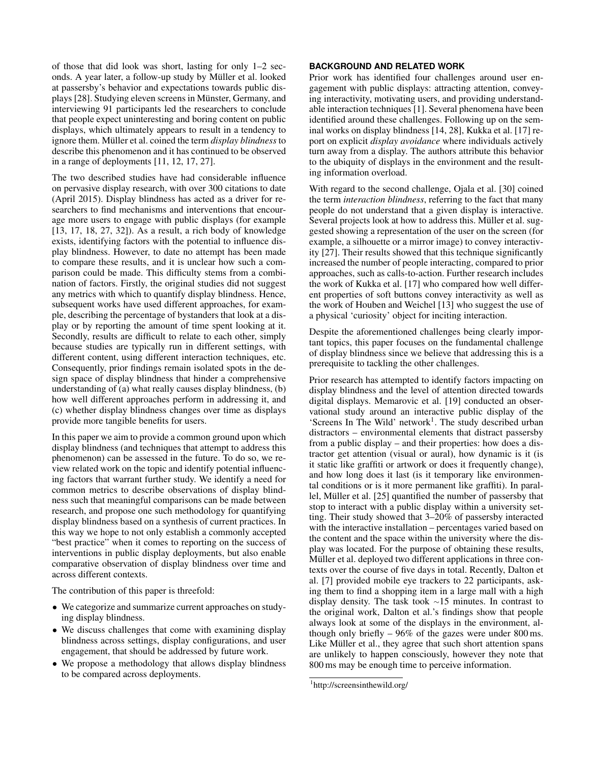of those that did look was short, lasting for only 1–2 seconds. A year later, a follow-up study by Müller et al. looked at passersby's behavior and expectations towards public displays [28]. Studying eleven screens in Münster, Germany, and interviewing 91 participants led the researchers to conclude that people expect uninteresting and boring content on public displays, which ultimately appears to result in a tendency to ignore them. Müller et al. coined the term *display blindness* to describe this phenomenon and it has continued to be observed in a range of deployments [11, 12, 17, 27].

The two described studies have had considerable influence on pervasive display research, with over 300 citations to date (April 2015). Display blindness has acted as a driver for researchers to find mechanisms and interventions that encourage more users to engage with public displays (for example [13, 17, 18, 27, 32]). As a result, a rich body of knowledge exists, identifying factors with the potential to influence display blindness. However, to date no attempt has been made to compare these results, and it is unclear how such a comparison could be made. This difficulty stems from a combination of factors. Firstly, the original studies did not suggest any metrics with which to quantify display blindness. Hence, subsequent works have used different approaches, for example, describing the percentage of bystanders that look at a display or by reporting the amount of time spent looking at it. Secondly, results are difficult to relate to each other, simply because studies are typically run in different settings, with different content, using different interaction techniques, etc. Consequently, prior findings remain isolated spots in the design space of display blindness that hinder a comprehensive understanding of (a) what really causes display blindness, (b) how well different approaches perform in addressing it, and (c) whether display blindness changes over time as displays provide more tangible benefits for users.

In this paper we aim to provide a common ground upon which display blindness (and techniques that attempt to address this phenomenon) can be assessed in the future. To do so, we review related work on the topic and identify potential influencing factors that warrant further study. We identify a need for common metrics to describe observations of display blindness such that meaningful comparisons can be made between research, and propose one such methodology for quantifying display blindness based on a synthesis of current practices. In this way we hope to not only establish a commonly accepted "best practice" when it comes to reporting on the success of interventions in public display deployments, but also enable comparative observation of display blindness over time and across different contexts.

The contribution of this paper is threefold:

- We categorize and summarize current approaches on studying display blindness.
- We discuss challenges that come with examining display blindness across settings, display configurations, and user engagement, that should be addressed by future work.
- We propose a methodology that allows display blindness to be compared across deployments.

## BACKGROUND AND RELATED WORK

Prior work has identified four challenges around user engagement with public displays: attracting attention, conveying interactivity, motivating users, and providing understandable interaction techniques [1]. Several phenomena have been identified around these challenges. Following up on the seminal works on display blindness [14, 28], Kukka et al. [17] report on explicit *display avoidance* where individuals actively turn away from a display. The authors attribute this behavior to the ubiquity of displays in the environment and the resulting information overload.

With regard to the second challenge, Ojala et al. [30] coined the term *interaction blindness*, referring to the fact that many people do not understand that a given display is interactive. Several projects look at how to address this. Müller et al. suggested showing a representation of the user on the screen (for example, a silhouette or a mirror image) to convey interactivity [27]. Their results showed that this technique significantly increased the number of people interacting, compared to prior approaches, such as calls-to-action. Further research includes the work of Kukka et al. [17] who compared how well different properties of soft buttons convey interactivity as well as the work of Houben and Weichel [13] who suggest the use of a physical 'curiosity' object for inciting interaction.

Despite the aforementioned challenges being clearly important topics, this paper focuses on the fundamental challenge of display blindness since we believe that addressing this is a prerequisite to tackling the other challenges.

Prior research has attempted to identify factors impacting on display blindness and the level of attention directed towards digital displays. Memarovic et al. [19] conducted an observational study around an interactive public display of the 'Screens In The Wild' network[1]. The study described urban distractors – environmental elements that distract passersby from a public display – and their properties: how does a distractor get attention (visual or aural), how dynamic is it (is it static like graffiti or artwork or does it frequently change), and how long does it last (is it temporary like environmental conditions or is it more permanent like graffiti). In parallel, Müller et al. [25] quantified the number of passersby that stop to interact with a public display within a university setting. Their study showed that 3–20% of passersby interacted with the interactive installation – percentages varied based on the content and the space within the university where the display was located. For the purpose of obtaining these results, Müller et al. deployed two different applications in three contexts over the course of five days in total. Recently, Dalton et al. [7] provided mobile eye trackers to 22 participants, asking them to find a shopping item in a large mall with a high display density. The task took ∼15 minutes. In contrast to the original work, Dalton et al.'s findings show that people always look at some of the displays in the environment, although only briefly – 96% of the gazes were under 800 ms. Like Müller et al., they agree that such short attention spans are unlikely to happen consciously, however they note that 800 ms may be enough time to perceive information.

[1] http://screensinthewild.org/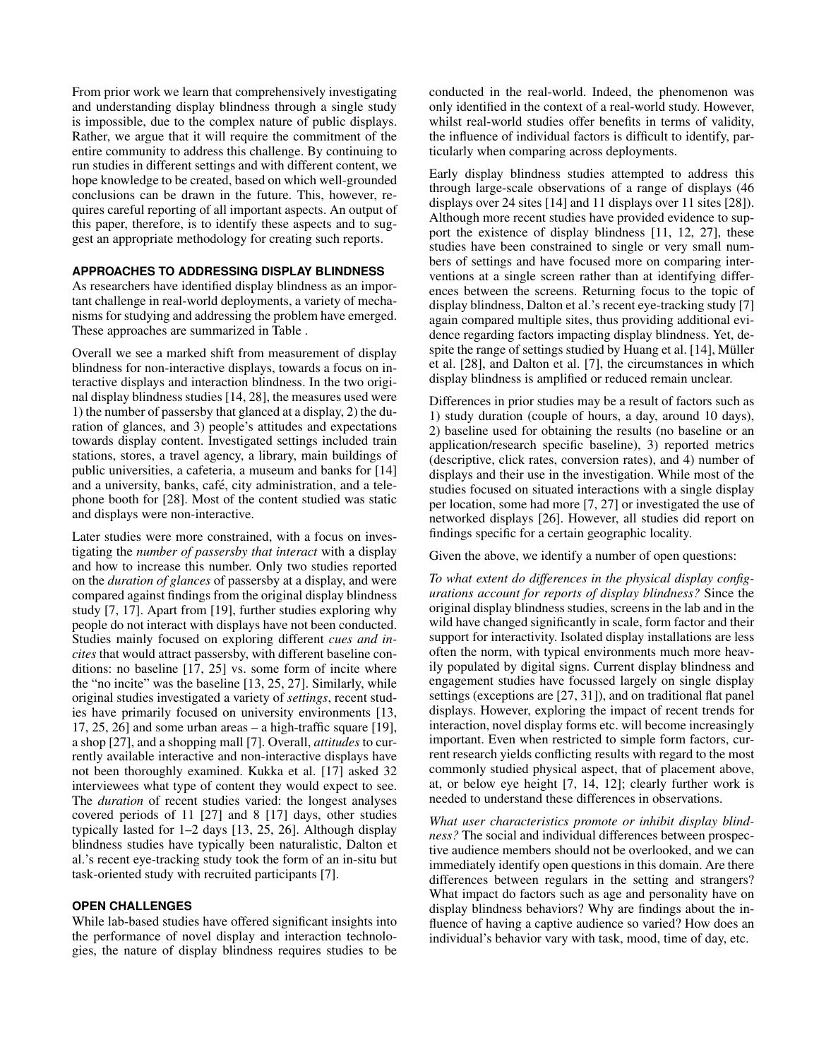From prior work we learn that comprehensively investigating and understanding display blindness through a single study is impossible, due to the complex nature of public displays. Rather, we argue that it will require the commitment of the entire community to address this challenge. By continuing to run studies in different settings and with different content, we hope knowledge to be created, based on which well-grounded conclusions can be drawn in the future. This, however, requires careful reporting of all important aspects. An output of this paper, therefore, is to identify these aspects and to suggest an appropriate methodology for creating such reports.

## APPROACHES TO ADDRESSING DISPLAY BLINDNESS

As researchers have identified display blindness as an important challenge in real-world deployments, a variety of mechanisms for studying and addressing the problem have emerged. These approaches are summarized in Table .

Overall we see a marked shift from measurement of display blindness for non-interactive displays, towards a focus on interactive displays and interaction blindness. In the two original display blindness studies [14, 28], the measures used were 1) the number of passersby that glanced at a display, 2) the duration of glances, and 3) people's attitudes and expectations towards display content. Investigated settings included train stations, stores, a travel agency, a library, main buildings of public universities, a cafeteria, a museum and banks for [14] and a university, banks, café, city administration, and a telephone booth for [28]. Most of the content studied was static and displays were non-interactive.

Later studies were more constrained, with a focus on investigating the *number of passersby that interact* with a display and how to increase this number. Only two studies reported on the *duration of glances* of passersby at a display, and were compared against findings from the original display blindness study [7, 17]. Apart from [19], further studies exploring why people do not interact with displays have not been conducted. Studies mainly focused on exploring different *cues and incites* that would attract passersby, with different baseline conditions: no baseline [17, 25] vs. some form of incite where the "no incite" was the baseline [13, 25, 27]. Similarly, while original studies investigated a variety of *settings*, recent studies have primarily focused on university environments [13, 17, 25, 26] and some urban areas – a high-traffic square [19], a shop [27], and a shopping mall [7]. Overall, *attitudes* to currently available interactive and non-interactive displays have not been thoroughly examined. Kukka et al. [17] asked 32 interviewees what type of content they would expect to see. The *duration* of recent studies varied: the longest analyses covered periods of 11 [27] and 8 [17] days, other studies typically lasted for 1–2 days [13, 25, 26]. Although display blindness studies have typically been naturalistic, Dalton et al.'s recent eye-tracking study took the form of an in-situ but task-oriented study with recruited participants [7].

## OPEN CHALLENGES

While lab-based studies have offered significant insights into the performance of novel display and interaction technologies, the nature of display blindness requires studies to be conducted in the real-world. Indeed, the phenomenon was only identified in the context of a real-world study. However, whilst real-world studies offer benefits in terms of validity, the influence of individual factors is difficult to identify, particularly when comparing across deployments.

Early display blindness studies attempted to address this through large-scale observations of a range of displays (46 displays over 24 sites [14] and 11 displays over 11 sites [28]). Although more recent studies have provided evidence to support the existence of display blindness [11, 12, 27], these studies have been constrained to single or very small numbers of settings and have focused more on comparing interventions at a single screen rather than at identifying differences between the screens. Returning focus to the topic of display blindness, Dalton et al.'s recent eye-tracking study [7] again compared multiple sites, thus providing additional evidence regarding factors impacting display blindness. Yet, despite the range of settings studied by Huang et al. [14], Müller et al. [28], and Dalton et al. [7], the circumstances in which display blindness is amplified or reduced remain unclear.

Differences in prior studies may be a result of factors such as 1) study duration (couple of hours, a day, around 10 days), 2) baseline used for obtaining the results (no baseline or an application/research specific baseline), 3) reported metrics (descriptive, click rates, conversion rates), and 4) number of displays and their use in the investigation. While most of the studies focused on situated interactions with a single display per location, some had more [7, 27] or investigated the use of networked displays [26]. However, all studies did report on findings specific for a certain geographic locality.

Given the above, we identify a number of open questions:

*To what extent do differences in the physical display configurations account for reports of display blindness?* Since the original display blindness studies, screens in the lab and in the wild have changed significantly in scale, form factor and their support for interactivity. Isolated display installations are less often the norm, with typical environments much more heavily populated by digital signs. Current display blindness and engagement studies have focussed largely on single display settings (exceptions are [27, 31]), and on traditional flat panel displays. However, exploring the impact of recent trends for interaction, novel display forms etc. will become increasingly important. Even when restricted to simple form factors, current research yields conflicting results with regard to the most commonly studied physical aspect, that of placement above, at, or below eye height [7, 14, 12]; clearly further work is needed to understand these differences in observations.

*What user characteristics promote or inhibit display blindness?* The social and individual differences between prospective audience members should not be overlooked, and we can immediately identify open questions in this domain. Are there differences between regulars in the setting and strangers? What impact do factors such as age and personality have on display blindness behaviors? Why are findings about the influence of having a captive audience so varied? How does an individual's behavior vary with task, mood, time of day, etc.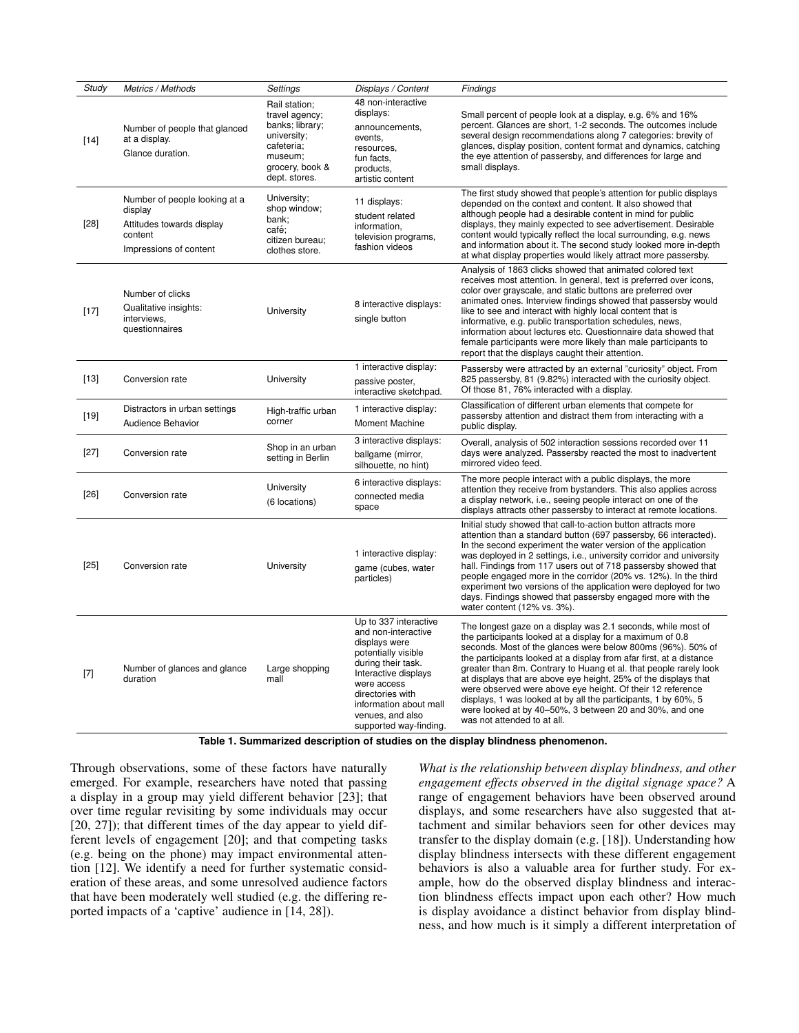| *Study* | *Metrics / Methods* | *Settings* | *Displays / Content* | *Findings* |
|---|---|---|---|---|
| [14] | Number of people that glanced at a display. Glance duration. | Rail station; travel agency; banks; library; university; cafeteria; museum; grocery, book & dept. stores. | 48 non-interactive displays: announcements, events, resources, fun facts, products, artistic content | Small percent of people look at a display, e.g. 6% and 16% percent. Glances are short, 1-2 seconds. The outcomes include several design recommendations along 7 categories: brevity of glances, display position, content format and dynamics, catching the eye attention of passersby, and differences for large and small displays. |
| [28] | Number of people looking at a display. Attitudes towards display content. Impressions of content | University; shop window; bank; café; citizen bureau; clothes store. | 11 displays: student related information, television programs, fashion videos | The first study showed that people's attention for public displays depended on the context and content. It also showed that although people had a desirable content in mind for public displays, they mainly expected to see advertisement. Desirable content would typically reflect the local surrounding, e.g. news and information about it. The second study looked more in-depth at what display properties would likely attract more passersby. |
| [17] | Number of clicks. Qualitative insights: interviews, questionnaires | University | 8 interactive displays: single button | Analysis of 1863 clicks showed that animated colored text receives most attention. In general, text is preferred over icons, color over grayscale, and static buttons are preferred over animated ones. Interview findings showed that passersby would like to see and interact with highly local content that is informative, e.g. public transportation schedules, news, information about lectures etc. Questionnaire data showed that female participants were more likely than male participants to report that the displays caught their attention. |
| [13] | Conversion rate | University | 1 interactive display: passive poster, interactive sketchpad. | Passersby were attracted by an external "curiosity" object. From 825 passersby, 81 (9.82%) interacted with the curiosity object. Of those 81, 76% interacted with a display. |
| [19] | Distractors in urban settings. Audience Behavior | High-traffic urban corner | 1 interactive display: Moment Machine | Classification of different urban elements that compete for passersby attention and distract them from interacting with a public display. |
| [27] | Conversion rate | Shop in an urban setting in Berlin | 3 interactive displays: ballgame (mirror, silhouette, no hint) | Overall, analysis of 502 interaction sessions recorded over 11 days were analyzed. Passersby reacted the most to inadvertent mirrored video feed. |
| [26] | Conversion rate | University (6 locations) | 6 interactive displays: connected media space | The more people interact with a public displays, the more attention they receive from bystanders. This also applies across a display network, i.e., seeing people interact on one of the displays attracts other passersby to interact at remote locations. |
| [25] | Conversion rate | University | 1 interactive display: game (cubes, water particles) | Initial study showed that call-to-action button attracts more attention than a standard button (697 passersby, 66 interacted). In the second experiment the water version of the application was deployed in 2 settings, i.e., university corridor and university hall. Findings from 117 users out of 718 passersby showed that people engaged more in the corridor (20% vs. 12%). In the third experiment two versions of the application were deployed for two days. Findings showed that passersby engaged more with the water content (12% vs. 3%). |
| [7] | Number of glances and glance duration | Large shopping mall | Up to 337 interactive and non-interactive displays were potentially visible during their task. Interactive displays were access directories with information about mall venues, and also supported way-finding. | The longest gaze on a display was 2.1 seconds, while most of the participants looked at a display for a maximum of 0.8 seconds. Most of the glances were below 800ms (96%). 50% of the participants looked at a display from afar first, at a distance greater than 8m. Contrary to Huang et al. that people rarely look at displays that are above eye height, 25% of the displays that were observed were above eye height. Of their 12 reference displays, 1 was looked at by all the participants, 1 by 60%, 5 were looked at by 40–50%, 3 between 20 and 30%, and one was not attended to at all. |

**Table 1. Summarized description of studies on the display blindness phenomenon.**

Through observations, some of these factors have naturally emerged. For example, researchers have noted that passing a display in a group may yield different behavior [23]; that over time regular revisiting by some individuals may occur [20, 27]); that different times of the day appear to yield different levels of engagement [20]; and that competing tasks (e.g. being on the phone) may impact environmental attention [12]. We identify a need for further systematic consideration of these areas, and some unresolved audience factors that have been moderately well studied (e.g. the differing reported impacts of a 'captive' audience in [14, 28]).

*What is the relationship between display blindness, and other engagement effects observed in the digital signage space?* A range of engagement behaviors have been observed around displays, and some researchers have also suggested that attachment and similar behaviors seen for other devices may transfer to the display domain (e.g. [18]). Understanding how display blindness intersects with these different engagement behaviors is also a valuable area for further study. For example, how do the observed display blindness and interaction blindness effects impact upon each other? How much is display avoidance a distinct behavior from display blindness, and how much is it simply a different interpretation of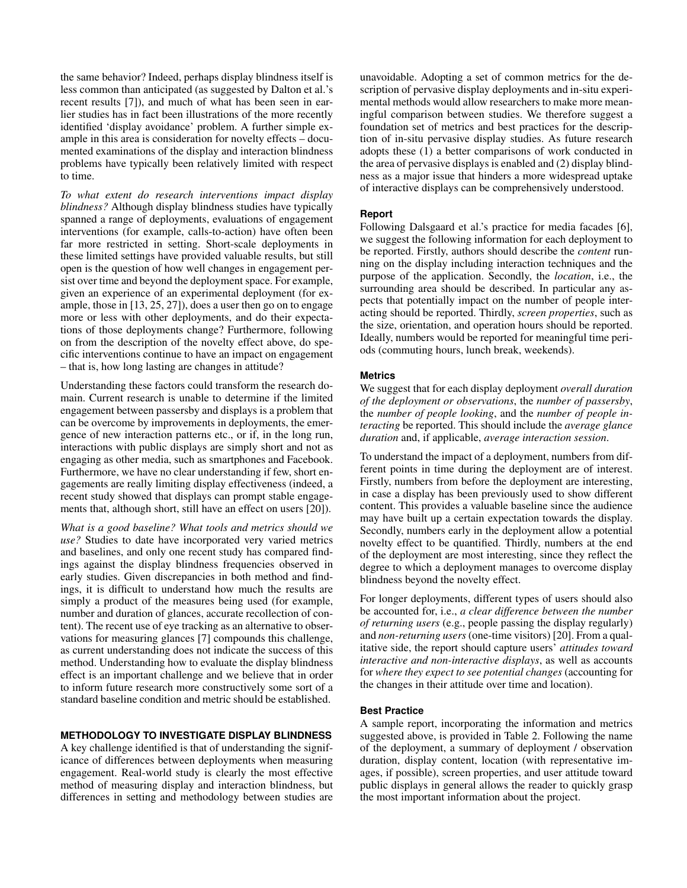the same behavior? Indeed, perhaps display blindness itself is less common than anticipated (as suggested by Dalton et al.'s recent results [7]), and much of what has been seen in earlier studies has in fact been illustrations of the more recently identified 'display avoidance' problem. A further simple example in this area is consideration for novelty effects – documented examinations of the display and interaction blindness problems have typically been relatively limited with respect to time.

*To what extent do research interventions impact display blindness?* Although display blindness studies have typically spanned a range of deployments, evaluations of engagement interventions (for example, calls-to-action) have often been far more restricted in setting. Short-scale deployments in these limited settings have provided valuable results, but still open is the question of how well changes in engagement persist over time and beyond the deployment space. For example, given an experience of an experimental deployment (for example, those in [13, 25, 27]), does a user then go on to engage more or less with other deployments, and do their expectations of those deployments change? Furthermore, following on from the description of the novelty effect above, do specific interventions continue to have an impact on engagement – that is, how long lasting are changes in attitude?

Understanding these factors could transform the research domain. Current research is unable to determine if the limited engagement between passersby and displays is a problem that can be overcome by improvements in deployments, the emergence of new interaction patterns etc., or if, in the long run, interactions with public displays are simply short and not as engaging as other media, such as smartphones and Facebook. Furthermore, we have no clear understanding if few, short engagements are really limiting display effectiveness (indeed, a recent study showed that displays can prompt stable engagements that, although short, still have an effect on users [20]).

*What is a good baseline? What tools and metrics should we use?* Studies to date have incorporated very varied metrics and baselines, and only one recent study has compared findings against the display blindness frequencies observed in early studies. Given discrepancies in both method and findings, it is difficult to understand how much the results are simply a product of the measures being used (for example, number and duration of glances, accurate recollection of content). The recent use of eye tracking as an alternative to observations for measuring glances [7] compounds this challenge, as current understanding does not indicate the success of this method. Understanding how to evaluate the display blindness effect is an important challenge and we believe that in order to inform future research more constructively some sort of a standard baseline condition and metric should be established.

## METHODOLOGY TO INVESTIGATE DISPLAY BLINDNESS

A key challenge identified is that of understanding the significance of differences between deployments when measuring engagement. Real-world study is clearly the most effective method of measuring display and interaction blindness, but differences in setting and methodology between studies are unavoidable. Adopting a set of common metrics for the description of pervasive display deployments and in-situ experimental methods would allow researchers to make more meaningful comparison between studies. We therefore suggest a foundation set of metrics and best practices for the description of in-situ pervasive display studies. As future research adopts these (1) a better comparisons of work conducted in the area of pervasive displays is enabled and (2) display blindness as a major issue that hinders a more widespread uptake of interactive displays can be comprehensively understood.

### Report

Following Dalsgaard et al.'s practice for media facades [6], we suggest the following information for each deployment to be reported. Firstly, authors should describe the *content* running on the display including interaction techniques and the purpose of the application. Secondly, the *location*, i.e., the surrounding area should be described. In particular any aspects that potentially impact on the number of people interacting should be reported. Thirdly, *screen properties*, such as the size, orientation, and operation hours should be reported. Ideally, numbers would be reported for meaningful time periods (commuting hours, lunch break, weekends).

### Metrics

We suggest that for each display deployment *overall duration of the deployment or observations*, the *number of passersby*, the *number of people looking*, and the *number of people interacting* be reported. This should include the *average glance duration* and, if applicable, *average interaction session*.

To understand the impact of a deployment, numbers from different points in time during the deployment are of interest. Firstly, numbers from before the deployment are interesting, in case a display has been previously used to show different content. This provides a valuable baseline since the audience may have built up a certain expectation towards the display. Secondly, numbers early in the deployment allow a potential novelty effect to be quantified. Thirdly, numbers at the end of the deployment are most interesting, since they reflect the degree to which a deployment manages to overcome display blindness beyond the novelty effect.

For longer deployments, different types of users should also be accounted for, i.e., *a clear difference between the number of returning users* (e.g., people passing the display regularly) and *non-returning users* (one-time visitors) [20]. From a qualitative side, the report should capture users' *attitudes toward interactive and non-interactive displays*, as well as accounts for *where they expect to see potential changes* (accounting for the changes in their attitude over time and location).

### Best Practice

A sample report, incorporating the information and metrics suggested above, is provided in Table 2. Following the name of the deployment, a summary of deployment / observation duration, display content, location (with representative images, if possible), screen properties, and user attitude toward public displays in general allows the reader to quickly grasp the most important information about the project.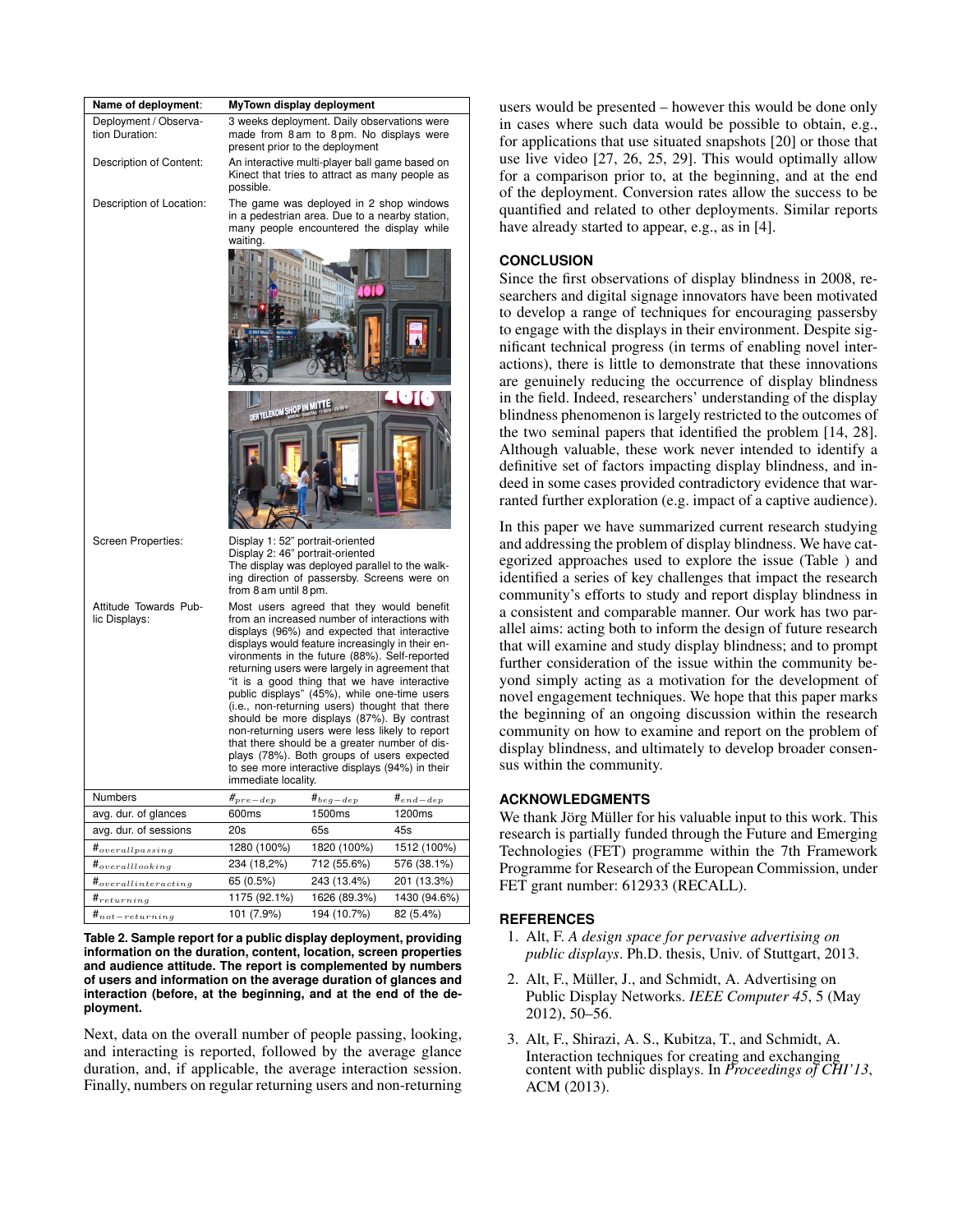| Name of deployment: | MyTown display deployment | | |
|---|---|---|---|
| Deployment / Observation Duration: | 3 weeks deployment. Daily observations were made from 8 am to 8 pm. No displays were present prior to the deployment | | |
| Description of Content: | An interactive multi-player ball game based on Kinect that tries to attract as many people as possible. | | |
| Description of Location: | The game was deployed in 2 shop windows in a pedestrian area. Due to a nearby station, many people encountered the display while waiting. | | |
| Screen Properties: | Display 1: 52" portrait-oriented Display 2: 46" portrait-oriented The display was deployed parallel to the walking direction of passersby. Screens were on from 8 am until 8 pm. | | |
| Attitude Towards Public Displays: | Most users agreed that they would benefit from an increased number of interactions with displays (96%) and expected that interactive displays would feature increasingly in their environments in the future (88%). Self-reported returning users were largely in agreement that "it is a good thing that we have interactive public displays" (45%), while one-time users (i.e., non-returning users) thought that there should be more displays (87%). By contrast non-returning users were less likely to report that there should be a greater number of displays (78%). Both groups of users expected to see more interactive displays (94%) in their immediate locality. | | |
| Numbers | $\#_{pre-dep}$ | $\#_{beg-dep}$ | $\#_{end-dep}$ |
| avg. dur. of glances | 600ms | 1500ms | 1200ms |
| avg. dur. of sessions | 20s | 65s | 45s |
| $\#_{overallpassing}$ | 1280 (100%) | 1820 (100%) | 1512 (100%) |
| $\#_{overalllooking}$ | 234 (18,2%) | 712 (55.6%) | 576 (38.1%) |
| $\#_{overallinteracting}$ | 65 (0.5%) | 243 (13.4%) | 201 (13.3%) |
| $\#_{returning}$ | 1175 (92.1%) | 1626 (89.3%) | 1430 (94.6%) |
| $\#_{not-returning}$ | 101 (7.9%) | 194 (10.7%) | 82 (5.4%) |

**Table 2. Sample report for a public display deployment, providing information on the duration, content, location, screen properties and audience attitude. The report is complemented by numbers of users and information on the average duration of glances and interaction (before, at the beginning, and at the end of the deployment.**

Next, data on the overall number of people passing, looking, and interacting is reported, followed by the average glance duration, and, if applicable, the average interaction session. Finally, numbers on regular returning users and non-returning users would be presented – however this would be done only in cases where such data would be possible to obtain, e.g., for applications that use situated snapshots [20] or those that use live video [27, 26, 25, 29]. This would optimally allow for a comparison prior to, at the beginning, and at the end of the deployment. Conversion rates allow the success to be quantified and related to other deployments. Similar reports have already started to appear, e.g., as in [4].

## CONCLUSION

Since the first observations of display blindness in 2008, researchers and digital signage innovators have been motivated to develop a range of techniques for encouraging passersby to engage with the displays in their environment. Despite significant technical progress (in terms of enabling novel interactions), there is little to demonstrate that these innovations are genuinely reducing the occurrence of display blindness in the field. Indeed, researchers' understanding of the display blindness phenomenon is largely restricted to the outcomes of the two seminal papers that identified the problem [14, 28]. Although valuable, these work never intended to identify a definitive set of factors impacting display blindness, and indeed in some cases provided contradictory evidence that warranted further exploration (e.g. impact of a captive audience).

In this paper we have summarized current research studying and addressing the problem of display blindness. We have categorized approaches used to explore the issue (Table ) and identified a series of key challenges that impact the research community's efforts to study and report display blindness in a consistent and comparable manner. Our work has two parallel aims: acting both to inform the design of future research that will examine and study display blindness; and to prompt further consideration of the issue within the community beyond simply acting as a motivation for the development of novel engagement techniques. We hope that this paper marks the beginning of an ongoing discussion within the research community on how to examine and report on the problem of display blindness, and ultimately to develop broader consensus within the community.

## ACKNOWLEDGMENTS

We thank Jörg Müller for his valuable input to this work. This research is partially funded through the Future and Emerging Technologies (FET) programme within the 7th Framework Programme for Research of the European Commission, under FET grant number: 612933 (RECALL).

## REFERENCES

1. Alt, F. *A design space for pervasive advertising on public displays*. Ph.D. thesis, Univ. of Stuttgart, 2013.
2. Alt, F., Müller, J., and Schmidt, A. Advertising on Public Display Networks. *IEEE Computer 45*, 5 (May 2012), 50–56.
3. Alt, F., Shirazi, A. S., Kubitza, T., and Schmidt, A. Interaction techniques for creating and exchanging content with public displays. In *Proceedings of CHI'13*, ACM (2013).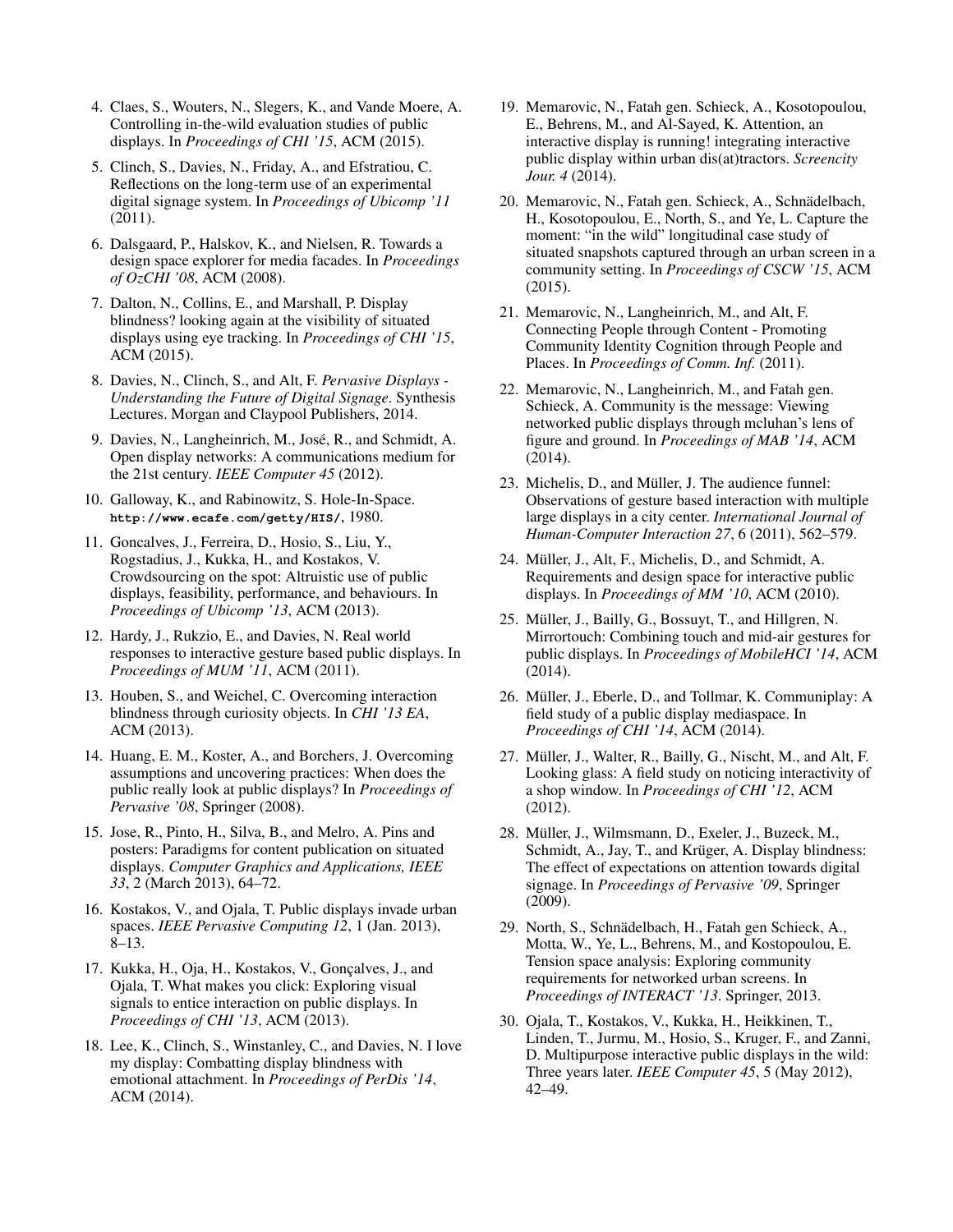4. Claes, S., Wouters, N., Slegers, K., and Vande Moere, A. Controlling in-the-wild evaluation studies of public displays. In *Proceedings of CHI '15*, ACM (2015).
5. Clinch, S., Davies, N., Friday, A., and Efstratiou, C. Reflections on the long-term use of an experimental digital signage system. In *Proceedings of Ubicomp '11* (2011).
6. Dalsgaard, P., Halskov, K., and Nielsen, R. Towards a design space explorer for media facades. In *Proceedings of OzCHI '08*, ACM (2008).
7. Dalton, N., Collins, E., and Marshall, P. Display blindness? looking again at the visibility of situated displays using eye tracking. In *Proceedings of CHI '15*, ACM (2015).
8. Davies, N., Clinch, S., and Alt, F. *Pervasive Displays - Understanding the Future of Digital Signage*. Synthesis Lectures. Morgan and Claypool Publishers, 2014.
9. Davies, N., Langheinrich, M., José, R., and Schmidt, A. Open display networks: A communications medium for the 21st century. *IEEE Computer 45* (2012).
10. Galloway, K., and Rabinowitz, S. Hole-In-Space. `http://www.ecafe.com/getty/HIS/`, 1980.
11. Goncalves, J., Ferreira, D., Hosio, S., Liu, Y., Rogstadius, J., Kukka, H., and Kostakos, V. Crowdsourcing on the spot: Altruistic use of public displays, feasibility, performance, and behaviours. In *Proceedings of Ubicomp '13*, ACM (2013).
12. Hardy, J., Rukzio, E., and Davies, N. Real world responses to interactive gesture based public displays. In *Proceedings of MUM '11*, ACM (2011).
13. Houben, S., and Weichel, C. Overcoming interaction blindness through curiosity objects. In *CHI '13 EA*, ACM (2013).
14. Huang, E. M., Koster, A., and Borchers, J. Overcoming assumptions and uncovering practices: When does the public really look at public displays? In *Proceedings of Pervasive '08*, Springer (2008).
15. Jose, R., Pinto, H., Silva, B., and Melro, A. Pins and posters: Paradigms for content publication on situated displays. *Computer Graphics and Applications, IEEE 33*, 2 (March 2013), 64–72.
16. Kostakos, V., and Ojala, T. Public displays invade urban spaces. *IEEE Pervasive Computing 12*, 1 (Jan. 2013), 8–13.
17. Kukka, H., Oja, H., Kostakos, V., Gonçalves, J., and Ojala, T. What makes you click: Exploring visual signals to entice interaction on public displays. In *Proceedings of CHI '13*, ACM (2013).
18. Lee, K., Clinch, S., Winstanley, C., and Davies, N. I love my display: Combatting display blindness with emotional attachment. In *Proceedings of PerDis '14*, ACM (2014).
19. Memarovic, N., Fatah gen. Schieck, A., Kosotopoulou, E., Behrens, M., and Al-Sayed, K. Attention, an interactive display is running! integrating interactive public display within urban dis(at)tractors. *Screencity Jour. 4* (2014).
20. Memarovic, N., Fatah gen. Schieck, A., Schnädelbach, H., Kosotopoulou, E., North, S., and Ye, L. Capture the moment: "in the wild" longitudinal case study of situated snapshots captured through an urban screen in a community setting. In *Proceedings of CSCW '15*, ACM (2015).
21. Memarovic, N., Langheinrich, M., and Alt, F. Connecting People through Content - Promoting Community Identity Cognition through People and Places. In *Proceedings of Comm. Inf.* (2011).
22. Memarovic, N., Langheinrich, M., and Fatah gen. Schieck, A. Community is the message: Viewing networked public displays through mcluhan's lens of figure and ground. In *Proceedings of MAB '14*, ACM (2014).
23. Michelis, D., and Müller, J. The audience funnel: Observations of gesture based interaction with multiple large displays in a city center. *International Journal of Human-Computer Interaction 27*, 6 (2011), 562–579.
24. Müller, J., Alt, F., Michelis, D., and Schmidt, A. Requirements and design space for interactive public displays. In *Proceedings of MM '10*, ACM (2010).
25. Müller, J., Bailly, G., Bossuyt, T., and Hillgren, N. Mirrortouch: Combining touch and mid-air gestures for public displays. In *Proceedings of MobileHCI '14*, ACM (2014).
26. Müller, J., Eberle, D., and Tollmar, K. Communiplay: A field study of a public display mediaspace. In *Proceedings of CHI '14*, ACM (2014).
27. Müller, J., Walter, R., Bailly, G., Nischt, M., and Alt, F. Looking glass: A field study on noticing interactivity of a shop window. In *Proceedings of CHI '12*, ACM (2012).
28. Müller, J., Wilmsmann, D., Exeler, J., Buzeck, M., Schmidt, A., Jay, T., and Krüger, A. Display blindness: The effect of expectations on attention towards digital signage. In *Proceedings of Pervasive '09*, Springer (2009).
29. North, S., Schnädelbach, H., Fatah gen Schieck, A., Motta, W., Ye, L., Behrens, M., and Kostopoulou, E. Tension space analysis: Exploring community requirements for networked urban screens. In *Proceedings of INTERACT '13*. Springer, 2013.
30. Ojala, T., Kostakos, V., Kukka, H., Heikkinen, T., Linden, T., Jurmu, M., Hosio, S., Kruger, F., and Zanni, D. Multipurpose interactive public displays in the wild: Three years later. *IEEE Computer 45*, 5 (May 2012), 42–49.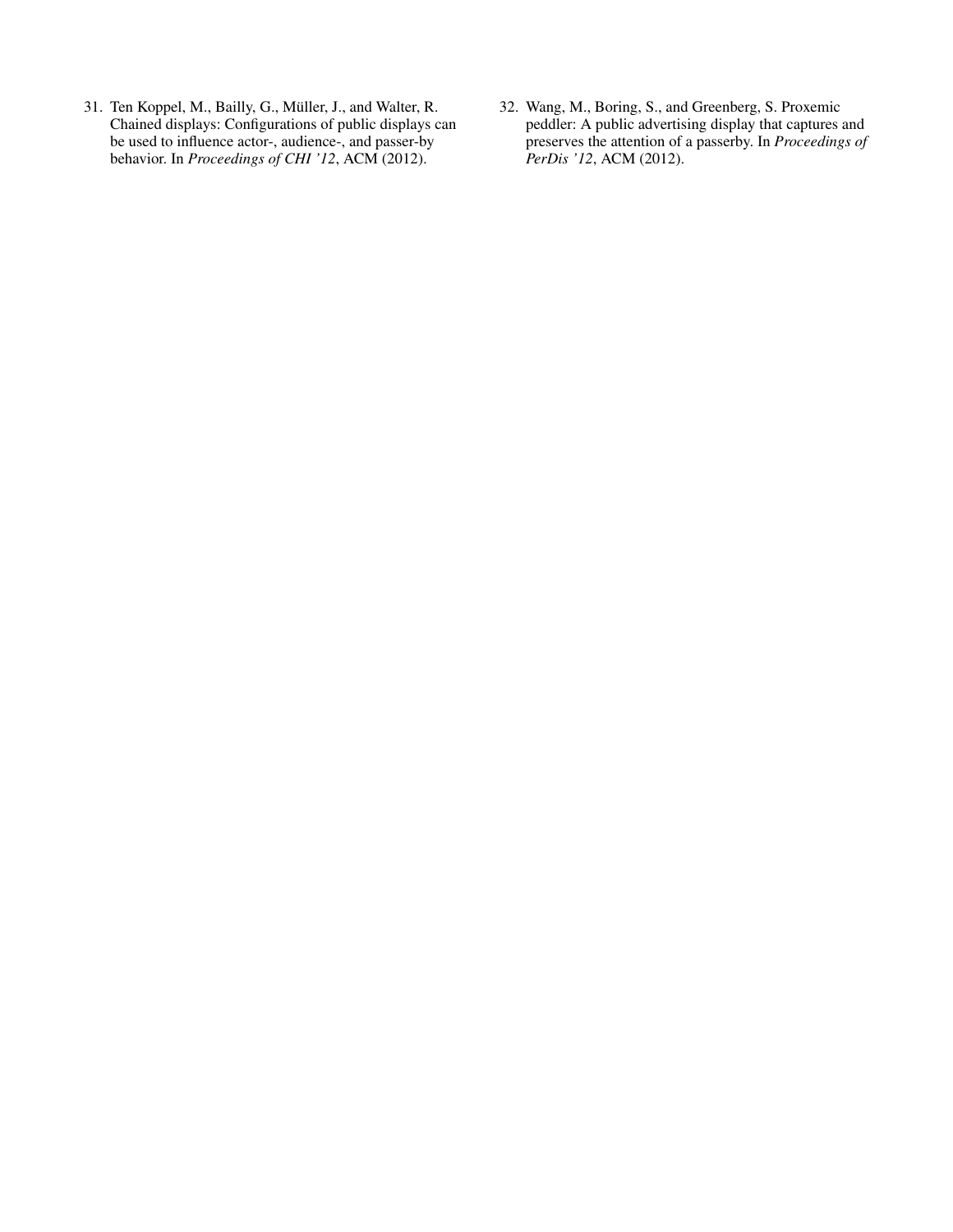31. Ten Koppel, M., Bailly, G., Müller, J., and Walter, R. Chained displays: Configurations of public displays can be used to influence actor-, audience-, and passer-by behavior. In *Proceedings of CHI '12*, ACM (2012).

32. Wang, M., Boring, S., and Greenberg, S. Proxemic peddler: A public advertising display that captures and preserves the attention of a passerby. In *Proceedings of PerDis '12*, ACM (2012).